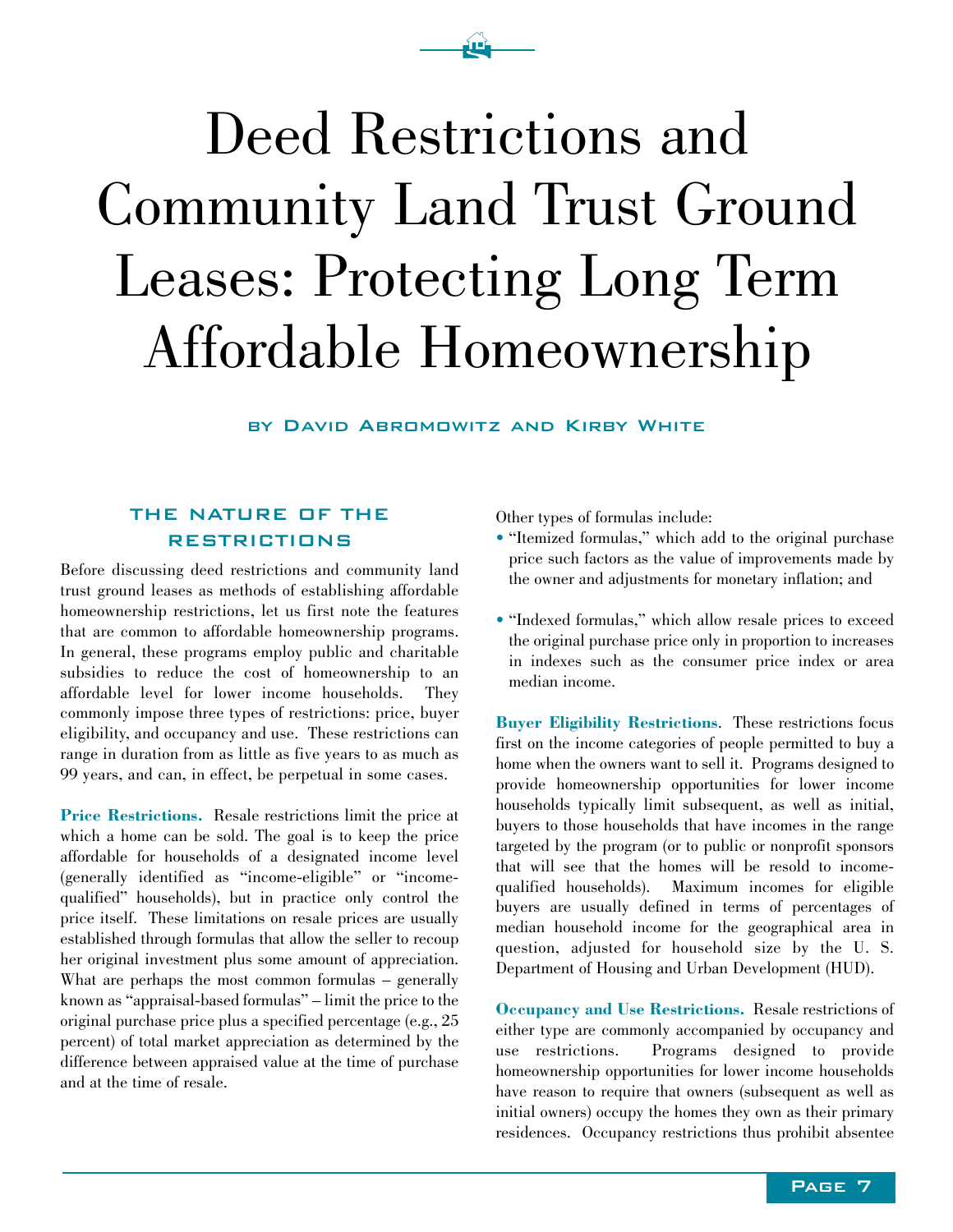# Deed Restrictions and Community Land Trust Ground Leases: Protecting Long Term Affordable Homeownership

BY DAVID ABROMOWITZ AND KIRBY WHITE

## THE NATURE OF THE RESTRICTIONS

Before discussing deed restrictions and community land trust ground leases as methods of establishing affordable homeownership restrictions, let us first note the features that are common to affordable homeownership programs. In general, these programs employ public and charitable subsidies to reduce the cost of homeownership to an affordable level for lower income households. They commonly impose three types of restrictions: price, buyer eligibility, and occupancy and use. These restrictions can range in duration from as little as five years to as much as 99 years, and can, in effect, be perpetual in some cases.

**Price Restrictions.** Resale restrictions limit the price at which a home can be sold. The goal is to keep the price affordable for households of a designated income level (generally identified as "income-eligible" or "income-qualified" households), but in practice only control the price itself. These limitations on resale prices are usually established through formulas that allow the seller to recoup her original investment plus some amount of appreciation. What are perhaps the most common formulas – generally known as "appraisal-based formulas" – limit the price to the original purchase price plus a specified percentage (e.g., 25 percent) of total market appreciation as determined by the difference between appraised value at the time of purchase and at the time of resale.

Other types of formulas include:

- "Itemized formulas," which add to the original purchase price such factors as the value of improvements made by the owner and adjustments for monetary inflation; and
- "Indexed formulas," which allow resale prices to exceed the original purchase price only in proportion to increases in indexes such as the consumer price index or area median income.

**Buyer Eligibility Restrictions**. These restrictions focus first on the income categories of people permitted to buy a home when the owners want to sell it. Programs designed to provide homeownership opportunities for lower income households typically limit subsequent, as well as initial, buyers to those households that have incomes in the range targeted by the program (or to public or nonprofit sponsors that will see that the homes will be resold to income-qualified households). Maximum incomes for eligible buyers are usually defined in terms of percentages of median household income for the geographical area in question, adjusted for household size by the U. S. Department of Housing and Urban Development (HUD).

**Occupancy and Use Restrictions.** Resale restrictions of either type are commonly accompanied by occupancy and use restrictions. Programs designed to provide homeownership opportunities for lower income households have reason to require that owners (subsequent as well as initial owners) occupy the homes they own as their primary residences. Occupancy restrictions thus prohibit absentee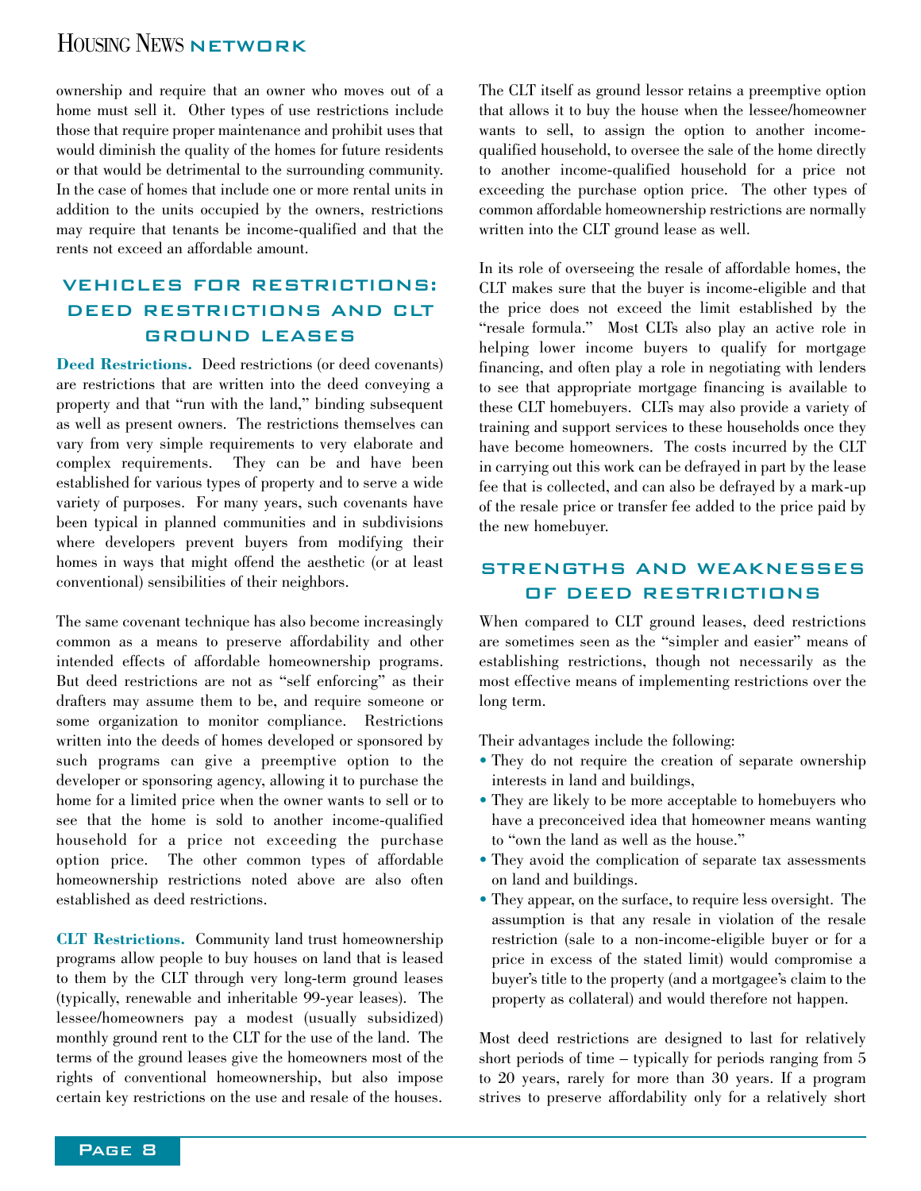ownership and require that an owner who moves out of a home must sell it. Other types of use restrictions include those that require proper maintenance and prohibit uses that would diminish the quality of the homes for future residents or that would be detrimental to the surrounding community. In the case of homes that include one or more rental units in addition to the units occupied by the owners, restrictions may require that tenants be income-qualified and that the rents not exceed an affordable amount.

## Vehicles for Restrictions: Deed Restrictions and CLT Ground Leases

**Deed Restrictions.** Deed restrictions (or deed covenants) are restrictions that are written into the deed conveying a property and that "run with the land," binding subsequent as well as present owners. The restrictions themselves can vary from very simple requirements to very elaborate and complex requirements. They can be and have been established for various types of property and to serve a wide variety of purposes. For many years, such covenants have been typical in planned communities and in subdivisions where developers prevent buyers from modifying their homes in ways that might offend the aesthetic (or at least conventional) sensibilities of their neighbors.

The same covenant technique has also become increasingly common as a means to preserve affordability and other intended effects of affordable homeownership programs. But deed restrictions are not as "self enforcing" as their drafters may assume them to be, and require someone or some organization to monitor compliance. Restrictions written into the deeds of homes developed or sponsored by such programs can give a preemptive option to the developer or sponsoring agency, allowing it to purchase the home for a limited price when the owner wants to sell or to see that the home is sold to another income-qualified household for a price not exceeding the purchase option price. The other common types of affordable homeownership restrictions noted above are also often established as deed restrictions.

**CLT Restrictions.** Community land trust homeownership programs allow people to buy houses on land that is leased to them by the CLT through very long-term ground leases (typically, renewable and inheritable 99-year leases). The lessee/homeowners pay a modest (usually subsidized) monthly ground rent to the CLT for the use of the land. The terms of the ground leases give the homeowners most of the rights of conventional homeownership, but also impose certain key restrictions on the use and resale of the houses. The CLT itself as ground lessor retains a preemptive option that allows it to buy the house when the lessee/homeowner wants to sell, to assign the option to another income-qualified household, to oversee the sale of the home directly to another income-qualified household for a price not exceeding the purchase option price. The other types of common affordable homeownership restrictions are normally written into the CLT ground lease as well.

In its role of overseeing the resale of affordable homes, the CLT makes sure that the buyer is income-eligible and that the price does not exceed the limit established by the "resale formula." Most CLTs also play an active role in helping lower income buyers to qualify for mortgage financing, and often play a role in negotiating with lenders to see that appropriate mortgage financing is available to these CLT homebuyers. CLTs may also provide a variety of training and support services to these households once they have become homeowners. The costs incurred by the CLT in carrying out this work can be defrayed in part by the lease fee that is collected, and can also be defrayed by a mark-up of the resale price or transfer fee added to the price paid by the new homebuyer.

## Strengths and Weaknesses of Deed Restrictions

When compared to CLT ground leases, deed restrictions are sometimes seen as the "simpler and easier" means of establishing restrictions, though not necessarily as the most effective means of implementing restrictions over the long term.

Their advantages include the following:

- They do not require the creation of separate ownership interests in land and buildings,
- They are likely to be more acceptable to homebuyers who have a preconceived idea that homeowner means wanting to "own the land as well as the house."
- They avoid the complication of separate tax assessments on land and buildings.
- They appear, on the surface, to require less oversight. The assumption is that any resale in violation of the resale restriction (sale to a non-income-eligible buyer or for a price in excess of the stated limit) would compromise a buyer's title to the property (and a mortgagee's claim to the property as collateral) and would therefore not happen.

Most deed restrictions are designed to last for relatively short periods of time – typically for periods ranging from 5 to 20 years, rarely for more than 30 years. If a program strives to preserve affordability only for a relatively short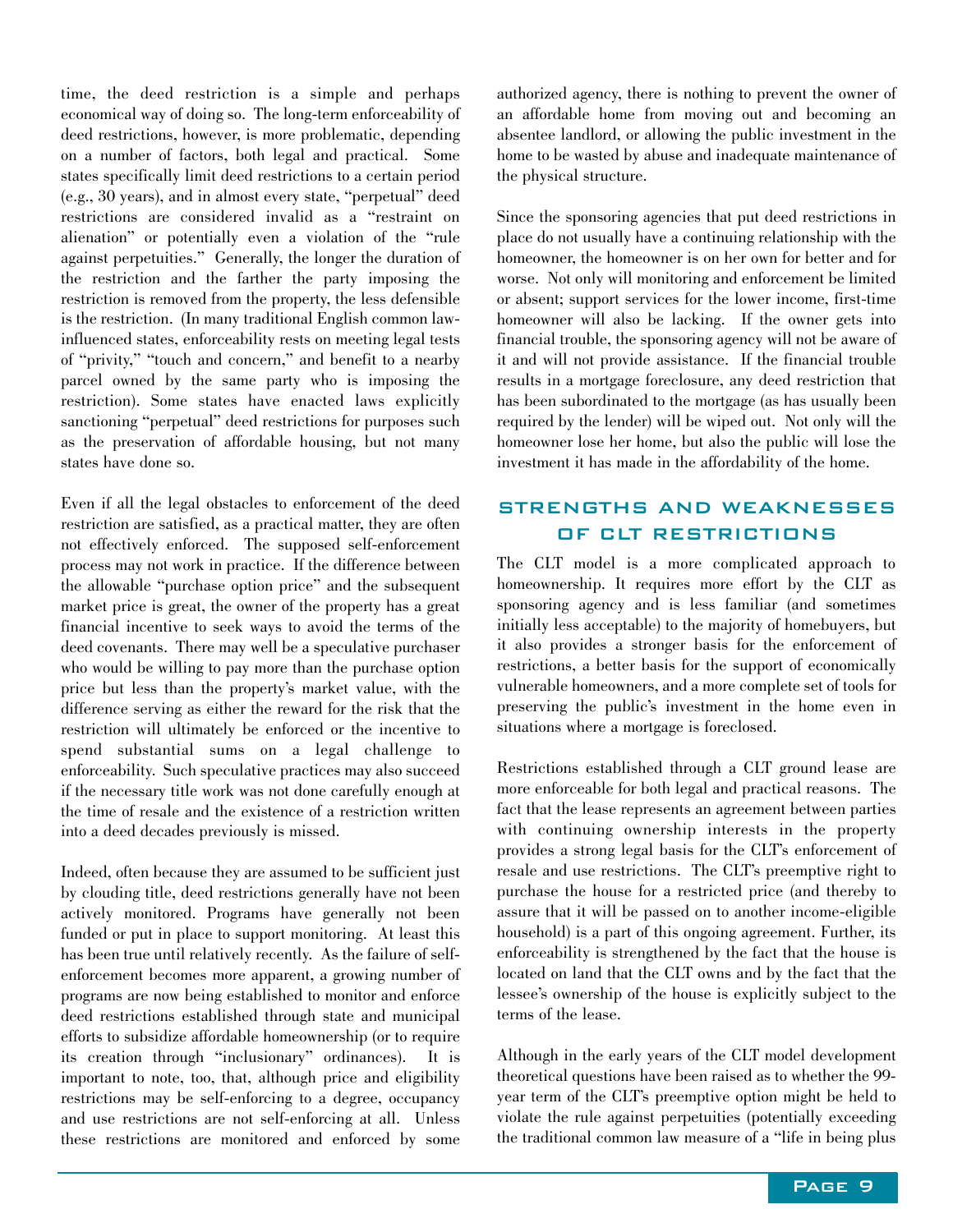time, the deed restriction is a simple and perhaps economical way of doing so. The long-term enforceability of deed restrictions, however, is more problematic, depending on a number of factors, both legal and practical. Some states specifically limit deed restrictions to a certain period (e.g., 30 years), and in almost every state, "perpetual" deed restrictions are considered invalid as a "restraint on alienation" or potentially even a violation of the "rule against perpetuities." Generally, the longer the duration of the restriction and the farther the party imposing the restriction is removed from the property, the less defensible is the restriction. (In many traditional English common law-influenced states, enforceability rests on meeting legal tests of "privity," "touch and concern," and benefit to a nearby parcel owned by the same party who is imposing the restriction). Some states have enacted laws explicitly sanctioning "perpetual" deed restrictions for purposes such as the preservation of affordable housing, but not many states have done so.

Even if all the legal obstacles to enforcement of the deed restriction are satisfied, as a practical matter, they are often not effectively enforced. The supposed self-enforcement process may not work in practice. If the difference between the allowable "purchase option price" and the subsequent market price is great, the owner of the property has a great financial incentive to seek ways to avoid the terms of the deed covenants. There may well be a speculative purchaser who would be willing to pay more than the purchase option price but less than the property's market value, with the difference serving as either the reward for the risk that the restriction will ultimately be enforced or the incentive to spend substantial sums on a legal challenge to enforceability. Such speculative practices may also succeed if the necessary title work was not done carefully enough at the time of resale and the existence of a restriction written into a deed decades previously is missed.

Indeed, often because they are assumed to be sufficient just by clouding title, deed restrictions generally have not been actively monitored. Programs have generally not been funded or put in place to support monitoring. At least this has been true until relatively recently. As the failure of self-enforcement becomes more apparent, a growing number of programs are now being established to monitor and enforce deed restrictions established through state and municipal efforts to subsidize affordable homeownership (or to require its creation through "inclusionary" ordinances). It is important to note, too, that, although price and eligibility restrictions may be self-enforcing to a degree, occupancy and use restrictions are not self-enforcing at all. Unless these restrictions are monitored and enforced by some authorized agency, there is nothing to prevent the owner of an affordable home from moving out and becoming an absentee landlord, or allowing the public investment in the home to be wasted by abuse and inadequate maintenance of the physical structure.

Since the sponsoring agencies that put deed restrictions in place do not usually have a continuing relationship with the homeowner, the homeowner is on her own for better and for worse. Not only will monitoring and enforcement be limited or absent; support services for the lower income, first-time homeowner will also be lacking. If the owner gets into financial trouble, the sponsoring agency will not be aware of it and will not provide assistance. If the financial trouble results in a mortgage foreclosure, any deed restriction that has been subordinated to the mortgage (as has usually been required by the lender) will be wiped out. Not only will the homeowner lose her home, but also the public will lose the investment it has made in the affordability of the home.

## Strengths and Weaknesses of CLT Restrictions

The CLT model is a more complicated approach to homeownership. It requires more effort by the CLT as sponsoring agency and is less familiar (and sometimes initially less acceptable) to the majority of homebuyers, but it also provides a stronger basis for the enforcement of restrictions, a better basis for the support of economically vulnerable homeowners, and a more complete set of tools for preserving the public's investment in the home even in situations where a mortgage is foreclosed.

Restrictions established through a CLT ground lease are more enforceable for both legal and practical reasons. The fact that the lease represents an agreement between parties with continuing ownership interests in the property provides a strong legal basis for the CLT's enforcement of resale and use restrictions. The CLT's preemptive right to purchase the house for a restricted price (and thereby to assure that it will be passed on to another income-eligible household) is a part of this ongoing agreement. Further, its enforceability is strengthened by the fact that the house is located on land that the CLT owns and by the fact that the lessee's ownership of the house is explicitly subject to the terms of the lease.

Although in the early years of the CLT model development theoretical questions have been raised as to whether the 99-year term of the CLT's preemptive option might be held to violate the rule against perpetuities (potentially exceeding the traditional common law measure of a "life in being plus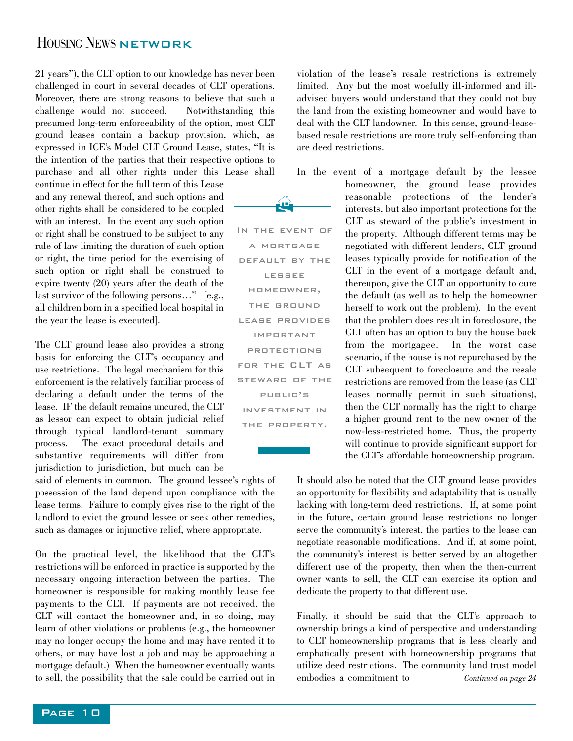21 years"), the CLT option to our knowledge has never been challenged in court in several decades of CLT operations. Moreover, there are strong reasons to believe that such a challenge would not succeed. Notwithstanding this presumed long-term enforceability of the option, most CLT ground leases contain a backup provision, which, as expressed in ICE's Model CLT Ground Lease, states, "It is the intention of the parties that their respective options to purchase and all other rights under this Lease shall continue in effect for the full term of this Lease and any renewal thereof, and such options and other rights shall be considered to be coupled with an interest. In the event any such option or right shall be construed to be subject to any rule of law limiting the duration of such option or right, the time period for the exercising of such option or right shall be construed to expire twenty (20) years after the death of the last survivor of the following persons…" [e.g., all children born in a specified local hospital in the year the lease is executed].

The CLT ground lease also provides a strong basis for enforcing the CLT's occupancy and use restrictions. The legal mechanism for this enforcement is the relatively familiar process of declaring a default under the terms of the lease. IF the default remains uncured, the CLT as lessor can expect to obtain judicial relief through typical landlord-tenant summary process. The exact procedural details and substantive requirements will differ from jurisdiction to jurisdiction, but much can be said of elements in common. The ground lessee's rights of possession of the land depend upon compliance with the lease terms. Failure to comply gives rise to the right of the landlord to evict the ground lessee or seek other remedies, such as damages or injunctive relief, where appropriate.

On the practical level, the likelihood that the CLT's restrictions will be enforced in practice is supported by the necessary ongoing interaction between the parties. The homeowner is responsible for making monthly lease fee payments to the CLT. If payments are not received, the CLT will contact the homeowner and, in so doing, may learn of other violations or problems (e.g., the homeowner may no longer occupy the home and may have rented it to others, or may have lost a job and may be approaching a mortgage default.) When the homeowner eventually wants to sell, the possibility that the sale could be carried out in violation of the lease's resale restrictions is extremely limited. Any but the most woefully ill-informed and ill-advised buyers would understand that they could not buy the land from the existing homeowner and would have to deal with the CLT landowner. In this sense, ground-lease-based resale restrictions are more truly self-enforcing than are deed restrictions.

> IN THE EVENT OF A MORTGAGE DEFAULT BY THE LESSEE HOMEOWNER, THE GROUND LEASE PROVIDES IMPORTANT PROTECTIONS FOR THE CLT AS STEWARD OF THE PUBLIC'S INVESTMENT IN THE PROPERTY.

In the event of a mortgage default by the lessee homeowner, the ground lease provides reasonable protections of the lender's interests, but also important protections for the CLT as steward of the public's investment in the property. Although different terms may be negotiated with different lenders, CLT ground leases typically provide for notification of the CLT in the event of a mortgage default and, thereupon, give the CLT an opportunity to cure the default (as well as to help the homeowner herself to work out the problem). In the event that the problem does result in foreclosure, the CLT often has an option to buy the house back from the mortgagee. In the worst case scenario, if the house is not repurchased by the CLT subsequent to foreclosure and the resale restrictions are removed from the lease (as CLT leases normally permit in such situations), then the CLT normally has the right to charge a higher ground rent to the new owner of the now-less-restricted home. Thus, the property will continue to provide significant support for the CLT's affordable homeownership program.

It should also be noted that the CLT ground lease provides an opportunity for flexibility and adaptability that is usually lacking with long-term deed restrictions. If, at some point in the future, certain ground lease restrictions no longer serve the community's interest, the parties to the lease can negotiate reasonable modifications. And if, at some point, the community's interest is better served by an altogether different use of the property, then when the then-current owner wants to sell, the CLT can exercise its option and dedicate the property to that different use.

Finally, it should be said that the CLT's approach to ownership brings a kind of perspective and understanding to CLT homeownership programs that is less clearly and emphatically present with homeownership programs that utilize deed restrictions. The community land trust model embodies a commitment to *Continued on page 24*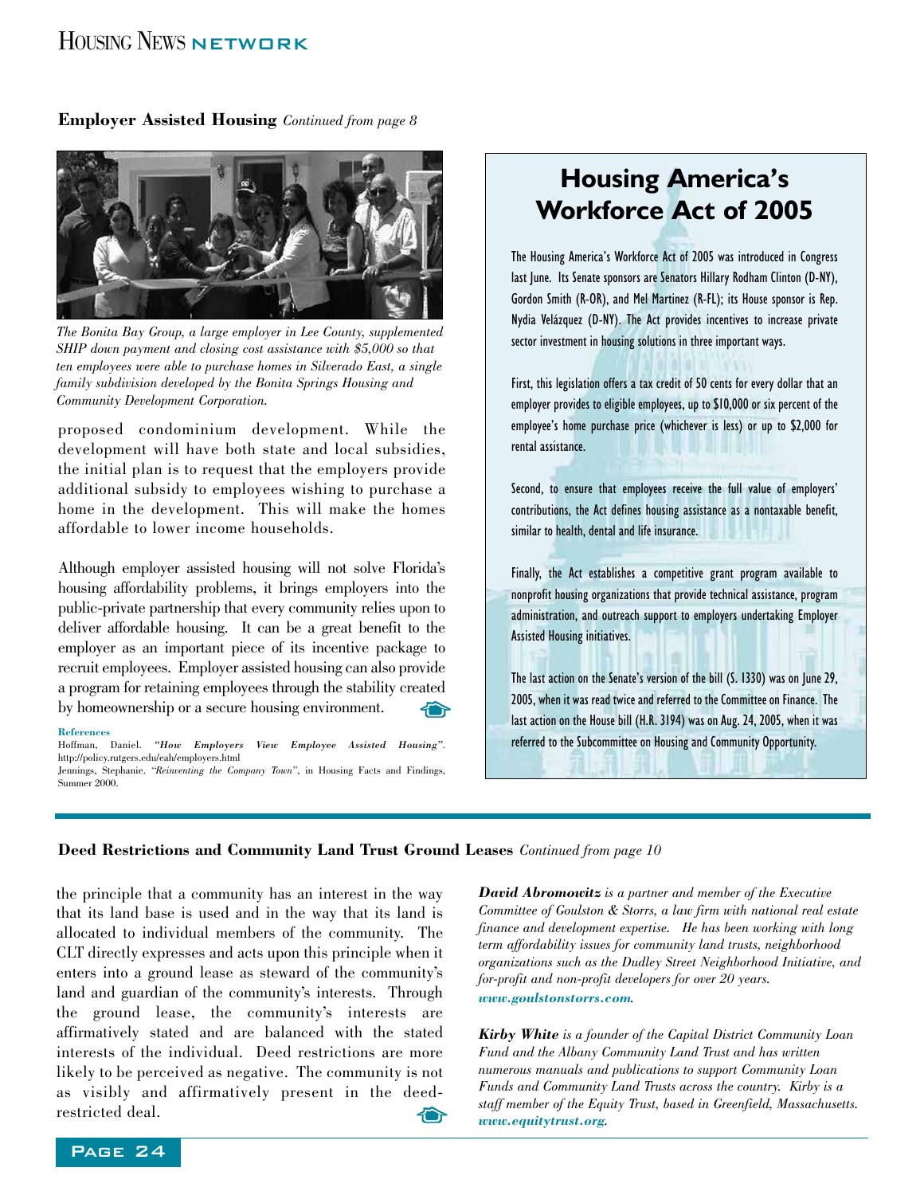**Employer Assisted Housing** *Continued from page 8*

*The Bonita Bay Group, a large employer in Lee County, supplemented SHIP down payment and closing cost assistance with $5,000 so that ten employees were able to purchase homes in Silverado East, a single family subdivision developed by the Bonita Springs Housing and Community Development Corporation.*

proposed condominium development. While the development will have both state and local subsidies, the initial plan is to request that the employers provide additional subsidy to employees wishing to purchase a home in the development. This will make the homes affordable to lower income households.

Although employer assisted housing will not solve Florida's housing affordability problems, it brings employers into the public-private partnership that every community relies upon to deliver affordable housing. It can be a great benefit to the employer as an important piece of its incentive package to recruit employees. Employer assisted housing can also provide a program for retaining employees through the stability created by homeownership or a secure housing environment.

**References**

Hoffman, Daniel. *"How Employers View Employee Assisted Housing"*. http://policy.rutgers.edu/eah/employers.html

Jennings, Stephanie. *"Reinventing the Company Town"*, in Housing Facts and Findings, Summer 2000.

## Housing America's Workforce Act of 2005

The Housing America's Workforce Act of 2005 was introduced in Congress last June. Its Senate sponsors are Senators Hillary Rodham Clinton (D-NY), Gordon Smith (R-OR), and Mel Martinez (R-FL); its House sponsor is Rep. Nydia Velázquez (D-NY). The Act provides incentives to increase private sector investment in housing solutions in three important ways.

First, this legislation offers a tax credit of 50 cents for every dollar that an employer provides to eligible employees, up to $10,000 or six percent of the employee's home purchase price (whichever is less) or up to $2,000 for rental assistance.

Second, to ensure that employees receive the full value of employers' contributions, the Act defines housing assistance as a nontaxable benefit, similar to health, dental and life insurance.

Finally, the Act establishes a competitive grant program available to nonprofit housing organizations that provide technical assistance, program administration, and outreach support to employers undertaking Employer Assisted Housing initiatives.

The last action on the Senate's version of the bill (S. 1330) was on June 29, 2005, when it was read twice and referred to the Committee on Finance. The last action on the House bill (H.R. 3194) was on Aug. 24, 2005, when it was referred to the Subcommittee on Housing and Community Opportunity.

---

**Deed Restrictions and Community Land Trust Ground Leases** *Continued from page 10*

the principle that a community has an interest in the way that its land base is used and in the way that its land is allocated to individual members of the community. The CLT directly expresses and acts upon this principle when it enters into a ground lease as steward of the community's land and guardian of the community's interests. Through the ground lease, the community's interests are affirmatively stated and are balanced with the stated interests of the individual. Deed restrictions are more likely to be perceived as negative. The community is not as visibly and affirmatively present in the deed-restricted deal.

***David Abromowitz*** *is a partner and member of the Executive Committee of Goulston & Storrs, a law firm with national real estate finance and development expertise. He has been working with long term affordability issues for community land trusts, neighborhood organizations such as the Dudley Street Neighborhood Initiative, and for-profit and non-profit developers for over 20 years.* ***www.goulstonstorrs.com****.*

***Kirby White*** *is a founder of the Capital District Community Loan Fund and the Albany Community Land Trust and has written numerous manuals and publications to support Community Loan Funds and Community Land Trusts across the country. Kirby is a staff member of the Equity Trust, based in Greenfield, Massachusetts.* ***www.equitytrust.org****.*